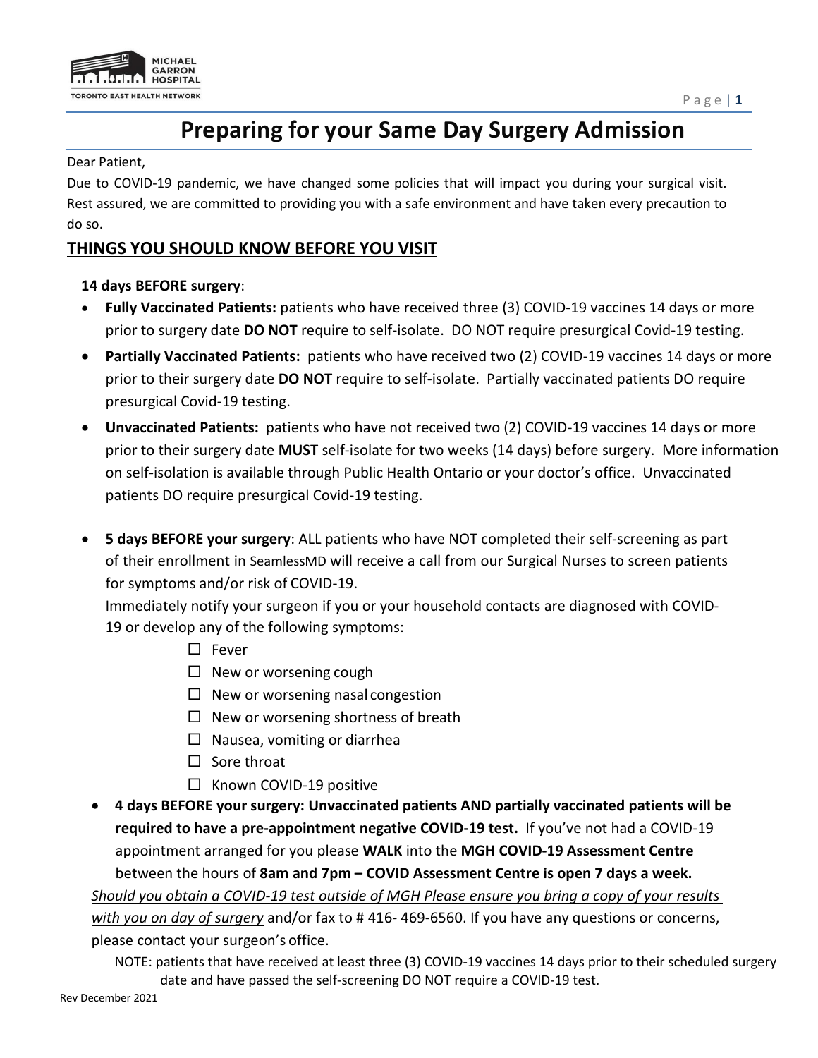# Preparing for your Same Day Surgery Admission

Dear Patient,

Due to COVID-19 pandemic, we have changed some policies that will impact you during your surgical visit. Rest assured, we are committed to providing you with a safe environment and have taken every precaution to do so.

## THINGS YOU SHOULD KNOW BEFORE YOU VISIT

**14 days BEFORE surgery**:

- **Fully Vaccinated Patients:** patients who have received three (3) COVID-19 vaccines 14 days or more prior to surgery date **DO NOT** require to self-isolate. DO NOT require presurgical Covid-19 testing.
- **Partially Vaccinated Patients:** patients who have received two (2) COVID-19 vaccines 14 days or more prior to their surgery date **DO NOT** require to self-isolate. Partially vaccinated patients DO require presurgical Covid-19 testing.
- **Unvaccinated Patients:** patients who have not received two (2) COVID-19 vaccines 14 days or more prior to their surgery date **MUST** self-isolate for two weeks (14 days) before surgery. More information on self-isolation is available through Public Health Ontario or your doctor's office. Unvaccinated patients DO require presurgical Covid-19 testing.

- **5 days BEFORE your surgery**: ALL patients who have NOT completed their self-screening as part of their enrollment in SeamlessMD will receive a call from our Surgical Nurses to screen patients for symptoms and/or risk of COVID-19.

  Immediately notify your surgeon if you or your household contacts are diagnosed with COVID-19 or develop any of the following symptoms:

  - ☐ Fever
  - ☐ New or worsening cough
  - ☐ New or worsening nasal congestion
  - ☐ New or worsening shortness of breath
  - ☐ Nausea, vomiting or diarrhea
  - ☐ Sore throat
  - ☐ Known COVID-19 positive

- **4 days BEFORE your surgery: Unvaccinated patients AND partially vaccinated patients will be required to have a pre-appointment negative COVID-19 test.** If you've not had a COVID-19 appointment arranged for you please **WALK** into the **MGH COVID-19 Assessment Centre** between the hours of **8am and 7pm – COVID Assessment Centre is open 7 days a week.**

*Should you obtain a COVID-19 test outside of MGH Please ensure you bring a copy of your results with you on day of surgery* and/or fax to # 416- 469-6560. If you have any questions or concerns, please contact your surgeon's office.

NOTE: patients that have received at least three (3) COVID-19 vaccines 14 days prior to their scheduled surgery date and have passed the self-screening DO NOT require a COVID-19 test.

Rev December 2021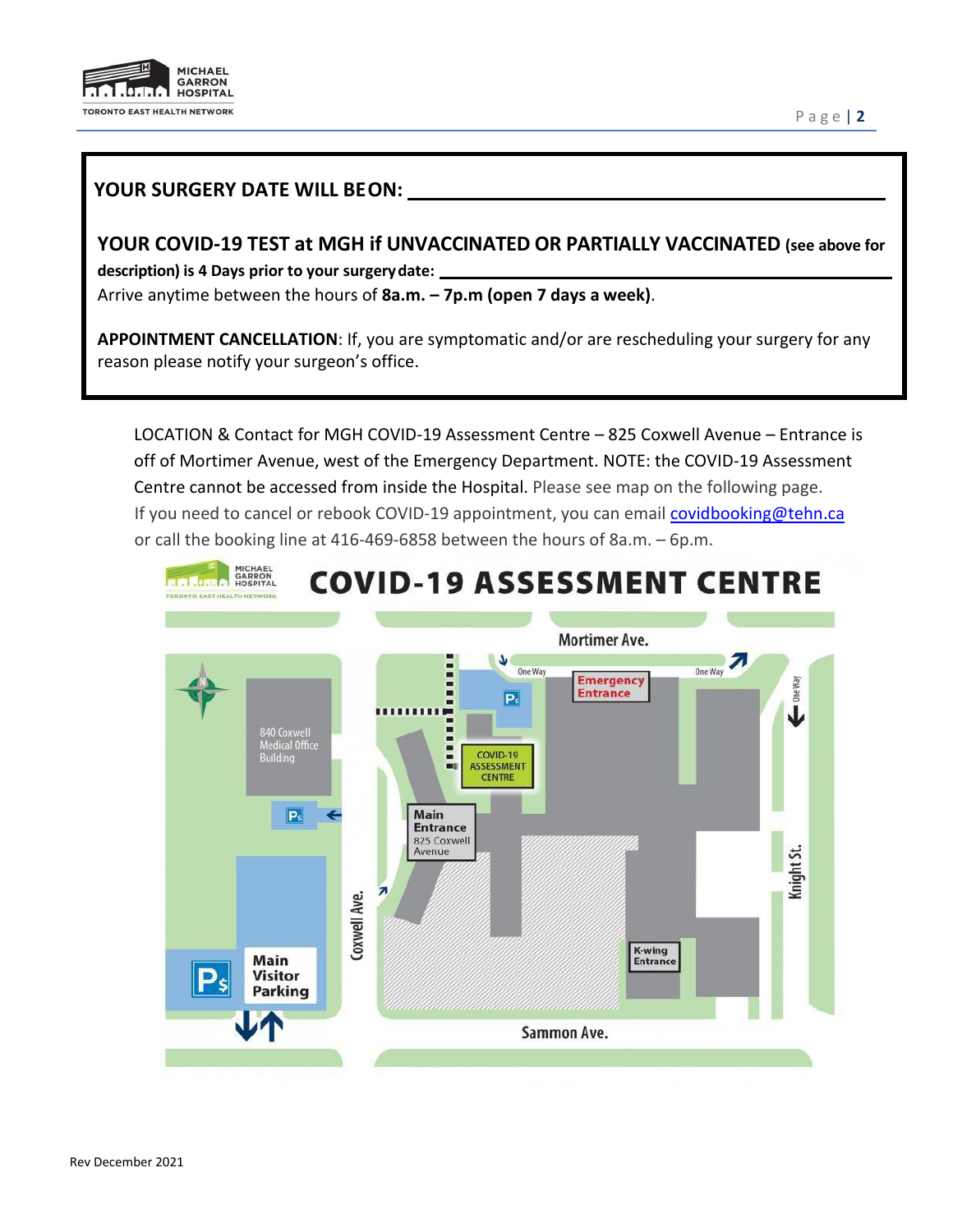**YOUR SURGERY DATE WILL BE ON: ______________________________**

**YOUR COVID-19 TEST at MGH if UNVACCINATED OR PARTIALLY VACCINATED (see above for description) is 4 Days prior to your surgery date: ______________________________**

Arrive anytime between the hours of **8a.m. – 7p.m (open 7 days a week)**.

**APPOINTMENT CANCELLATION**: If, you are symptomatic and/or are rescheduling your surgery for any reason please notify your surgeon's office.

LOCATION & Contact for MGH COVID-19 Assessment Centre – 825 Coxwell Avenue – Entrance is off of Mortimer Avenue, west of the Emergency Department. NOTE: the COVID-19 Assessment Centre cannot be accessed from inside the Hospital. Please see map on the following page.

If you need to cancel or rebook COVID-19 appointment, you can email [covidbooking@tehn.ca](mailto:covidbooking@tehn.ca) or call the booking line at 416-469-6858 between the hours of 8a.m. – 6p.m.

## COVID-19 ASSESSMENT CENTRE

Mortimer Ave. | One Way | One Way | Emergency Entrance | COVID-19 ASSESSMENT CENTRE | 840 Coxwell Medical Office Building | Main Entrance 825 Coxwell Avenue | Coxwell Ave. | Knight St. | One Way | K-wing Entrance | Main Visitor Parking | Sammon Ave.

Rev December 2021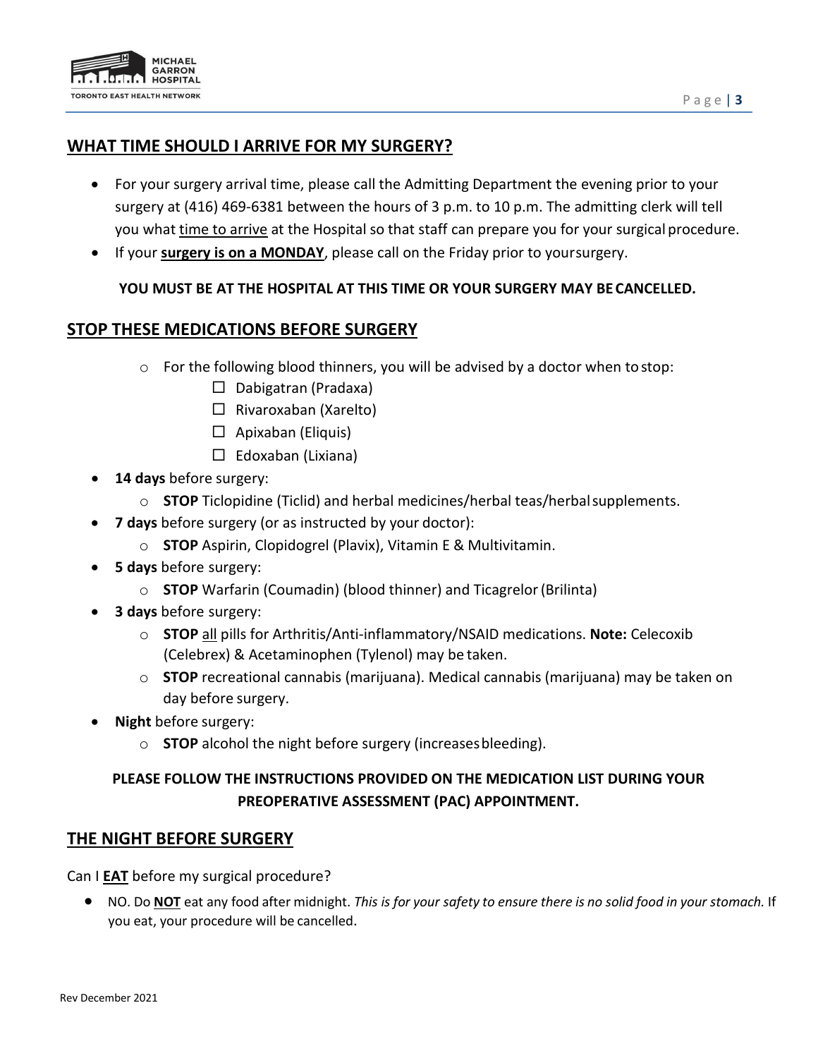## WHAT TIME SHOULD I ARRIVE FOR MY SURGERY?

- For your surgery arrival time, please call the Admitting Department the evening prior to your surgery at (416) 469-6381 between the hours of 3 p.m. to 10 p.m. The admitting clerk will tell you what <u>time to arrive</u> at the Hospital so that staff can prepare you for your surgical procedure.
- If your **<u>surgery is on a MONDAY</u>**, please call on the Friday prior to your surgery.

**YOU MUST BE AT THE HOSPITAL AT THIS TIME OR YOUR SURGERY MAY BE CANCELLED.**

## STOP THESE MEDICATIONS BEFORE SURGERY

- For the following blood thinners, you will be advised by a doctor when to stop:
  - ☐ Dabigatran (Pradaxa)
  - ☐ Rivaroxaban (Xarelto)
  - ☐ Apixaban (Eliquis)
  - ☐ Edoxaban (Lixiana)
- **14 days** before surgery:
  - **STOP** Ticlopidine (Ticlid) and herbal medicines/herbal teas/herbal supplements.
- **7 days** before surgery (or as instructed by your doctor):
  - **STOP** Aspirin, Clopidogrel (Plavix), Vitamin E & Multivitamin.
- **5 days** before surgery:
  - **STOP** Warfarin (Coumadin) (blood thinner) and Ticagrelor (Brilinta)
- **3 days** before surgery:
  - **STOP** <u>all</u> pills for Arthritis/Anti-inflammatory/NSAID medications. **Note:** Celecoxib (Celebrex) & Acetaminophen (Tylenol) may be taken.
  - **STOP** recreational cannabis (marijuana). Medical cannabis (marijuana) may be taken on day before surgery.
- **Night** before surgery:
  - **STOP** alcohol the night before surgery (increases bleeding).

**PLEASE FOLLOW THE INSTRUCTIONS PROVIDED ON THE MEDICATION LIST DURING YOUR PREOPERATIVE ASSESSMENT (PAC) APPOINTMENT.**

## THE NIGHT BEFORE SURGERY

Can I **<u>EAT</u>** before my surgical procedure?

- NO. Do **<u>NOT</u>** eat any food after midnight. *This is for your safety to ensure there is no solid food in your stomach.* If you eat, your procedure will be cancelled.

Rev December 2021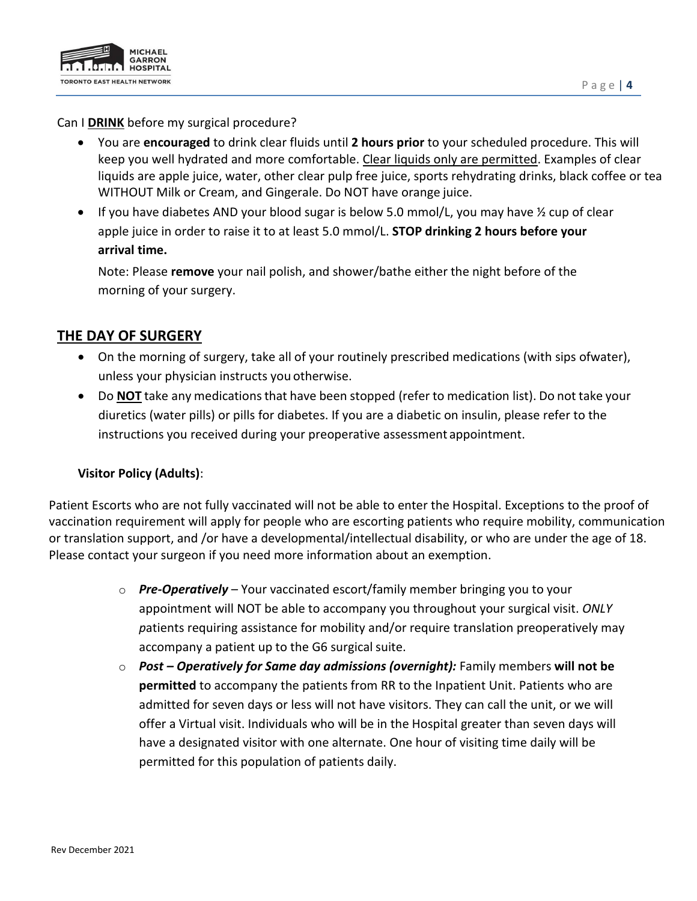Can I **DRINK** before my surgical procedure?

- You are **encouraged** to drink clear fluids until **2 hours prior** to your scheduled procedure. This will keep you well hydrated and more comfortable. Clear liquids only are permitted. Examples of clear liquids are apple juice, water, other clear pulp free juice, sports rehydrating drinks, black coffee or tea WITHOUT Milk or Cream, and Gingerale. Do NOT have orange juice.
- If you have diabetes AND your blood sugar is below 5.0 mmol/L, you may have ½ cup of clear apple juice in order to raise it to at least 5.0 mmol/L. **STOP drinking 2 hours before your arrival time.**

  Note: Please **remove** your nail polish, and shower/bathe either the night before of the morning of your surgery.

## THE DAY OF SURGERY

- On the morning of surgery, take all of your routinely prescribed medications (with sips ofwater), unless your physician instructs you otherwise.
- Do **NOT** take any medications that have been stopped (refer to medication list). Do not take your diuretics (water pills) or pills for diabetes. If you are a diabetic on insulin, please refer to the instructions you received during your preoperative assessment appointment.

**Visitor Policy (Adults)**:

Patient Escorts who are not fully vaccinated will not be able to enter the Hospital. Exceptions to the proof of vaccination requirement will apply for people who are escorting patients who require mobility, communication or translation support, and /or have a developmental/intellectual disability, or who are under the age of 18. Please contact your surgeon if you need more information about an exemption.

- ***Pre-Operatively*** – Your vaccinated escort/family member bringing you to your appointment will NOT be able to accompany you throughout your surgical visit. *ONLY p*atients requiring assistance for mobility and/or require translation preoperatively may accompany a patient up to the G6 surgical suite.
- ***Post – Operatively for Same day admissions (overnight):*** Family members **will not be permitted** to accompany the patients from RR to the Inpatient Unit. Patients who are admitted for seven days or less will not have visitors. They can call the unit, or we will offer a Virtual visit. Individuals who will be in the Hospital greater than seven days will have a designated visitor with one alternate. One hour of visiting time daily will be permitted for this population of patients daily.

Rev December 2021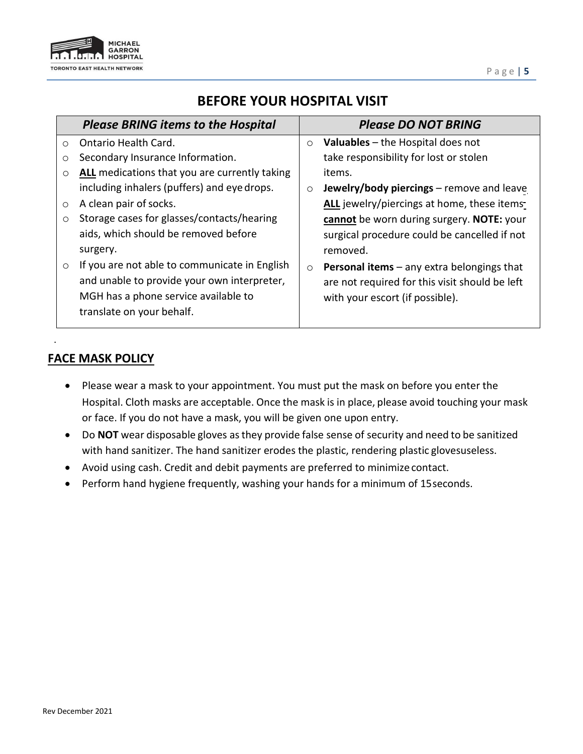# BEFORE YOUR HOSPITAL VISIT

| *Please BRING items to the Hospital* | *Please DO NOT BRING* |
|---|---|
| ○ Ontario Health Card.<br>○ Secondary Insurance Information.<br>○ **ALL** medications that you are currently taking including inhalers (puffers) and eye drops.<br>○ A clean pair of socks.<br>○ Storage cases for glasses/contacts/hearing aids, which should be removed before surgery.<br>○ If you are not able to communicate in English and unable to provide your own interpreter, MGH has a phone service available to translate on your behalf. | ○ **Valuables** – the Hospital does not take responsibility for lost or stolen items.<br>○ **Jewelry/body piercings** – remove and leave **ALL** jewelry/piercings at home, these items **cannot** be worn during surgery. **NOTE:** your surgical procedure could be cancelled if not removed.<br>○ **Personal items** – any extra belongings that are not required for this visit should be left with your escort (if possible). |

## FACE MASK POLICY

- Please wear a mask to your appointment. You must put the mask on before you enter the Hospital. Cloth masks are acceptable. Once the mask is in place, please avoid touching your mask or face. If you do not have a mask, you will be given one upon entry.
- Do **NOT** wear disposable gloves as they provide false sense of security and need to be sanitized with hand sanitizer. The hand sanitizer erodes the plastic, rendering plastic glovesuseless.
- Avoid using cash. Credit and debit payments are preferred to minimize contact.
- Perform hand hygiene frequently, washing your hands for a minimum of 15seconds.

Rev December 2021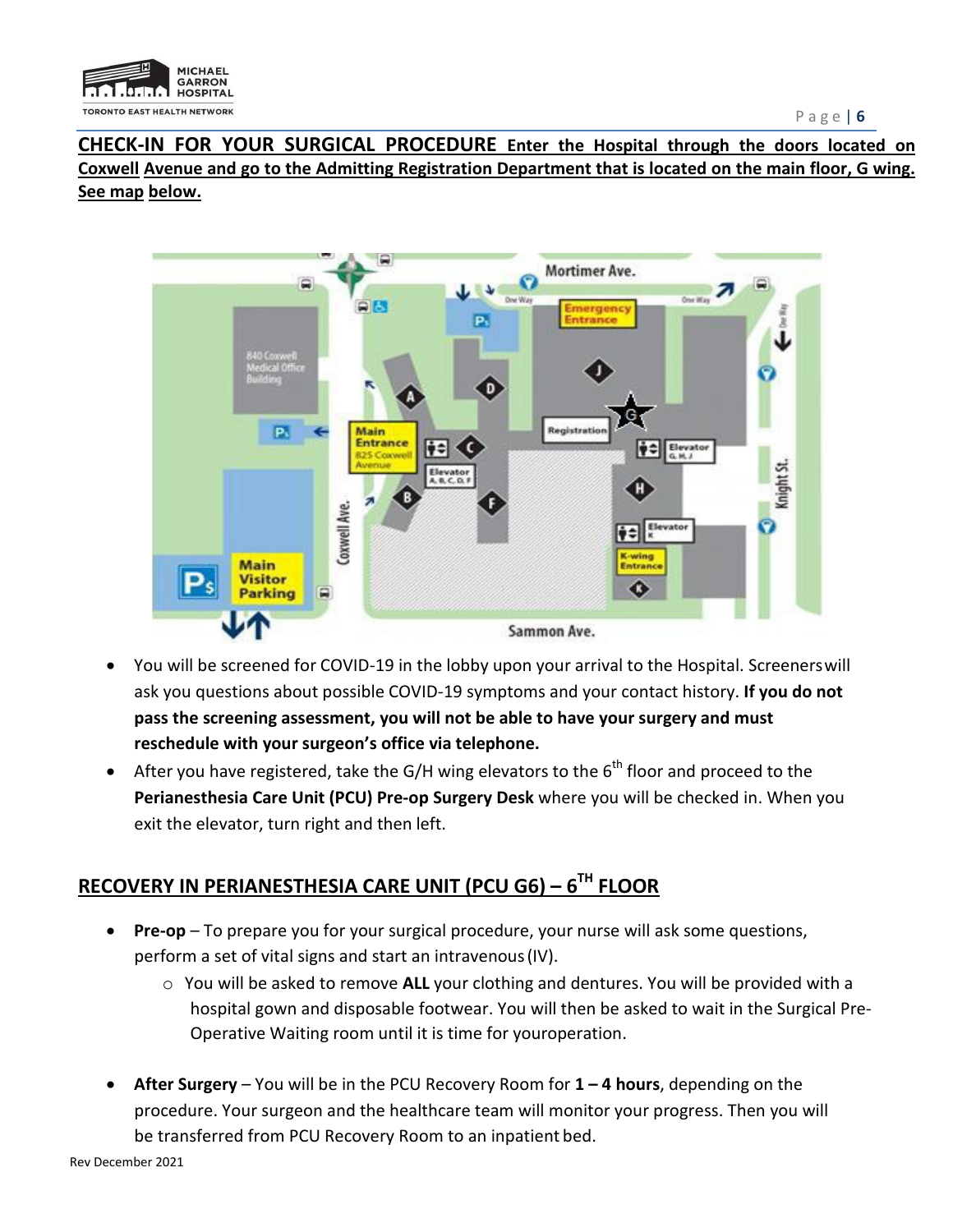## CHECK-IN FOR YOUR SURGICAL PROCEDURE Enter the Hospital through the doors located on Coxwell Avenue and go to the Admitting Registration Department that is located on the main floor, G wing. See map below.

- You will be screened for COVID-19 in the lobby upon your arrival to the Hospital. Screeners will ask you questions about possible COVID-19 symptoms and your contact history. **If you do not pass the screening assessment, you will not be able to have your surgery and must reschedule with your surgeon's office via telephone.**
- After you have registered, take the G/H wing elevators to the 6th floor and proceed to the **Perianesthesia Care Unit (PCU) Pre-op Surgery Desk** where you will be checked in. When you exit the elevator, turn right and then left.

## RECOVERY IN PERIANESTHESIA CARE UNIT (PCU G6) – 6TH FLOOR

- **Pre-op** – To prepare you for your surgical procedure, your nurse will ask some questions, perform a set of vital signs and start an intravenous (IV).
  - You will be asked to remove **ALL** your clothing and dentures. You will be provided with a hospital gown and disposable footwear. You will then be asked to wait in the Surgical Pre-Operative Waiting room until it is time for your operation.

- **After Surgery** – You will be in the PCU Recovery Room for **1 – 4 hours**, depending on the procedure. Your surgeon and the healthcare team will monitor your progress. Then you will be transferred from PCU Recovery Room to an inpatient bed.

Rev December 2021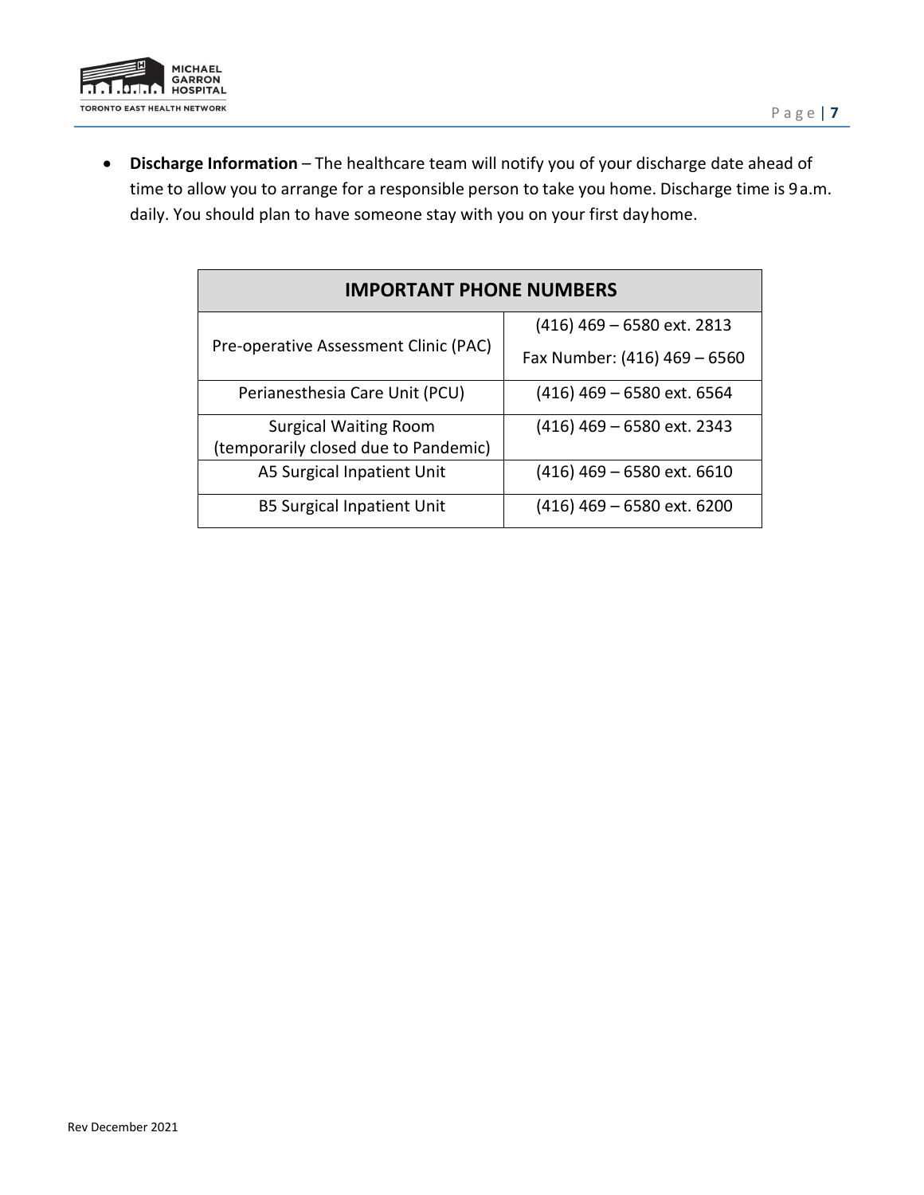- **Discharge Information** – The healthcare team will notify you of your discharge date ahead of time to allow you to arrange for a responsible person to take you home. Discharge time is 9 a.m. daily. You should plan to have someone stay with you on your first day home.

| IMPORTANT PHONE NUMBERS | |
| --- | --- |
| Pre-operative Assessment Clinic (PAC) | (416) 469 – 6580 ext. 2813<br>Fax Number: (416) 469 – 6560 |
| Perianesthesia Care Unit (PCU) | (416) 469 – 6580 ext. 6564 |
| Surgical Waiting Room (temporarily closed due to Pandemic) | (416) 469 – 6580 ext. 2343 |
| A5 Surgical Inpatient Unit | (416) 469 – 6580 ext. 6610 |
| B5 Surgical Inpatient Unit | (416) 469 – 6580 ext. 6200 |

Rev December 2021